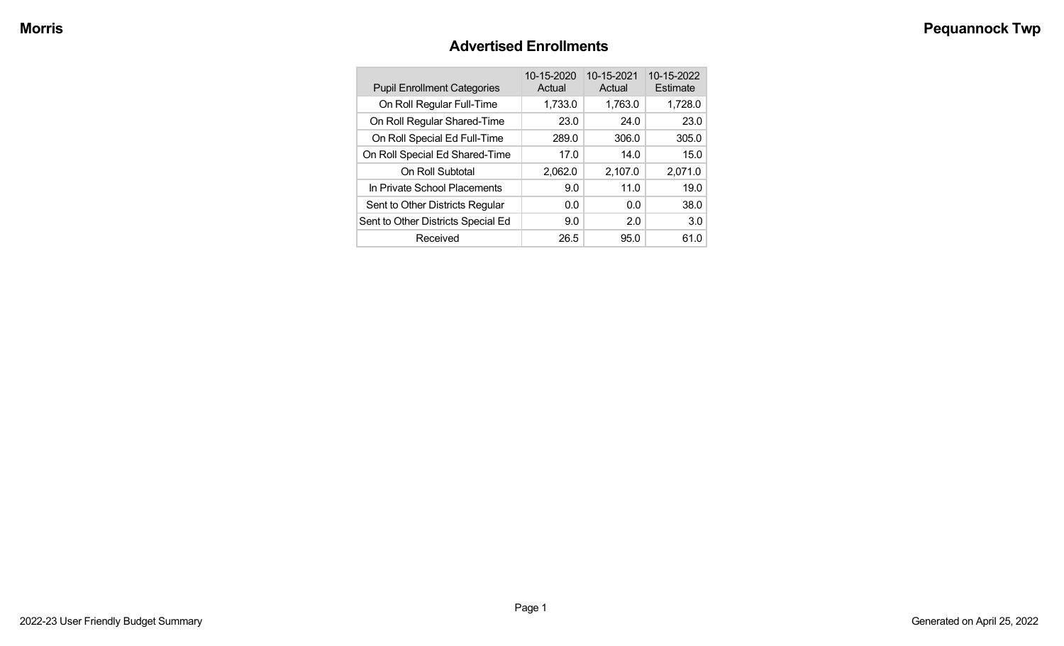# Advertised Enrollments

| Pupil Enrollment Categories | 10-15-2020 Actual | 10-15-2021 Actual | 10-15-2022 Estimate |
|---|---|---|---|
| On Roll Regular Full-Time | 1,733.0 | 1,763.0 | 1,728.0 |
| On Roll Regular Shared-Time | 23.0 | 24.0 | 23.0 |
| On Roll Special Ed Full-Time | 289.0 | 306.0 | 305.0 |
| On Roll Special Ed Shared-Time | 17.0 | 14.0 | 15.0 |
| On Roll Subtotal | 2,062.0 | 2,107.0 | 2,071.0 |
| In Private School Placements | 9.0 | 11.0 | 19.0 |
| Sent to Other Districts Regular | 0.0 | 0.0 | 38.0 |
| Sent to Other Districts Special Ed | 9.0 | 2.0 | 3.0 |
| Received | 26.5 | 95.0 | 61.0 |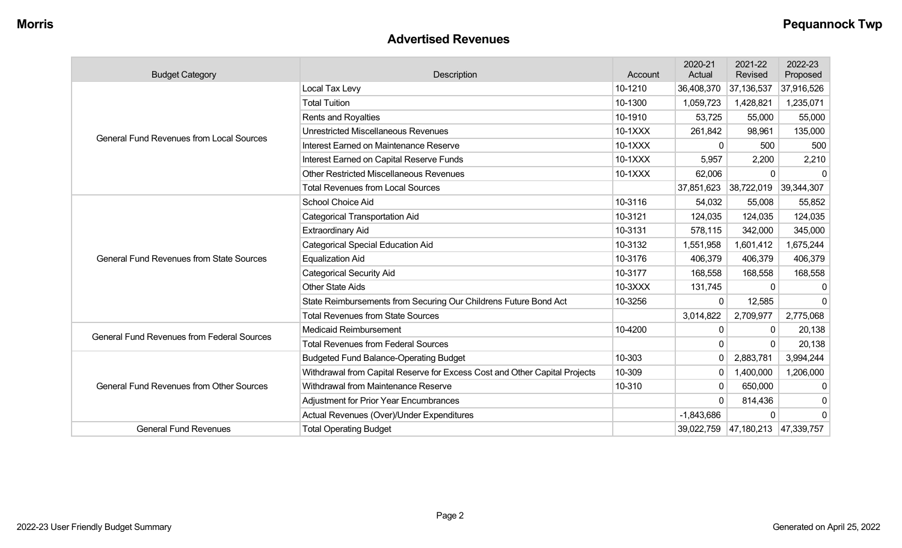## Advertised Revenues

| Budget Category | Description | Account | 2020-21 Actual | 2021-22 Revised | 2022-23 Proposed |
|---|---|---|---|---|---|
| General Fund Revenues from Local Sources | Local Tax Levy | 10-1210 | 36,408,370 | 37,136,537 | 37,916,526 |
| | Total Tuition | 10-1300 | 1,059,723 | 1,428,821 | 1,235,071 |
| | Rents and Royalties | 10-1910 | 53,725 | 55,000 | 55,000 |
| | Unrestricted Miscellaneous Revenues | 10-1XXX | 261,842 | 98,961 | 135,000 |
| | Interest Earned on Maintenance Reserve | 10-1XXX | 0 | 500 | 500 |
| | Interest Earned on Capital Reserve Funds | 10-1XXX | 5,957 | 2,200 | 2,210 |
| | Other Restricted Miscellaneous Revenues | 10-1XXX | 62,006 | 0 | 0 |
| | Total Revenues from Local Sources | | 37,851,623 | 38,722,019 | 39,344,307 |
| General Fund Revenues from State Sources | School Choice Aid | 10-3116 | 54,032 | 55,008 | 55,852 |
| | Categorical Transportation Aid | 10-3121 | 124,035 | 124,035 | 124,035 |
| | Extraordinary Aid | 10-3131 | 578,115 | 342,000 | 345,000 |
| | Categorical Special Education Aid | 10-3132 | 1,551,958 | 1,601,412 | 1,675,244 |
| | Equalization Aid | 10-3176 | 406,379 | 406,379 | 406,379 |
| | Categorical Security Aid | 10-3177 | 168,558 | 168,558 | 168,558 |
| | Other State Aids | 10-3XXX | 131,745 | 0 | 0 |
| | State Reimbursements from Securing Our Childrens Future Bond Act | 10-3256 | 0 | 12,585 | 0 |
| | Total Revenues from State Sources | | 3,014,822 | 2,709,977 | 2,775,068 |
| General Fund Revenues from Federal Sources | Medicaid Reimbursement | 10-4200 | 0 | 0 | 20,138 |
| | Total Revenues from Federal Sources | | 0 | 0 | 20,138 |
| General Fund Revenues from Other Sources | Budgeted Fund Balance-Operating Budget | 10-303 | 0 | 2,883,781 | 3,994,244 |
| | Withdrawal from Capital Reserve for Excess Cost and Other Capital Projects | 10-309 | 0 | 1,400,000 | 1,206,000 |
| | Withdrawal from Maintenance Reserve | 10-310 | 0 | 650,000 | 0 |
| | Adjustment for Prior Year Encumbrances | | 0 | 814,436 | 0 |
| | Actual Revenues (Over)/Under Expenditures | | -1,843,686 | 0 | 0 |
| General Fund Revenues | Total Operating Budget | | 39,022,759 | 47,180,213 | 47,339,757 |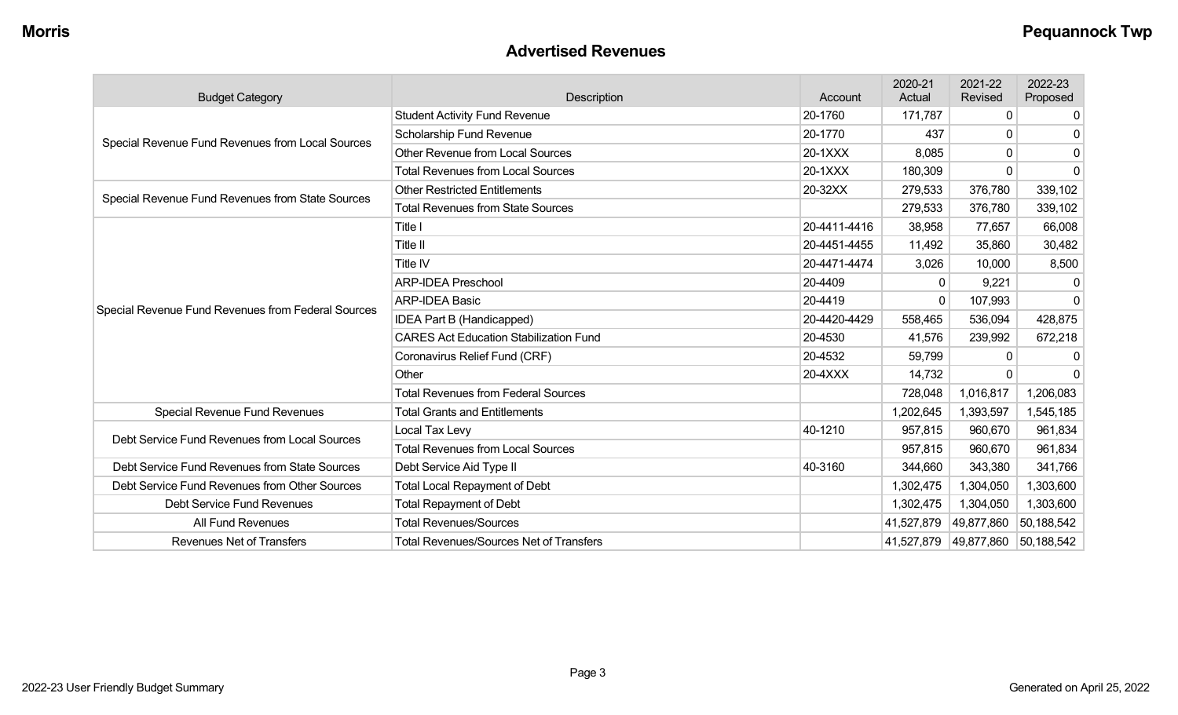## Advertised Revenues

| Budget Category | Description | Account | 2020-21 Actual | 2021-22 Revised | 2022-23 Proposed |
|---|---|---|---|---|---|
| Special Revenue Fund Revenues from Local Sources | Student Activity Fund Revenue | 20-1760 | 171,787 | 0 | 0 |
| | Scholarship Fund Revenue | 20-1770 | 437 | 0 | 0 |
| | Other Revenue from Local Sources | 20-1XXX | 8,085 | 0 | 0 |
| | Total Revenues from Local Sources | 20-1XXX | 180,309 | 0 | 0 |
| Special Revenue Fund Revenues from State Sources | Other Restricted Entitlements | 20-32XX | 279,533 | 376,780 | 339,102 |
| | Total Revenues from State Sources | | 279,533 | 376,780 | 339,102 |
| Special Revenue Fund Revenues from Federal Sources | Title I | 20-4411-4416 | 38,958 | 77,657 | 66,008 |
| | Title II | 20-4451-4455 | 11,492 | 35,860 | 30,482 |
| | Title IV | 20-4471-4474 | 3,026 | 10,000 | 8,500 |
| | ARP-IDEA Preschool | 20-4409 | 0 | 9,221 | 0 |
| | ARP-IDEA Basic | 20-4419 | 0 | 107,993 | 0 |
| | IDEA Part B (Handicapped) | 20-4420-4429 | 558,465 | 536,094 | 428,875 |
| | CARES Act Education Stabilization Fund | 20-4530 | 41,576 | 239,992 | 672,218 |
| | Coronavirus Relief Fund (CRF) | 20-4532 | 59,799 | 0 | 0 |
| | Other | 20-4XXX | 14,732 | 0 | 0 |
| | Total Revenues from Federal Sources | | 728,048 | 1,016,817 | 1,206,083 |
| Special Revenue Fund Revenues | Total Grants and Entitlements | | 1,202,645 | 1,393,597 | 1,545,185 |
| Debt Service Fund Revenues from Local Sources | Local Tax Levy | 40-1210 | 957,815 | 960,670 | 961,834 |
| | Total Revenues from Local Sources | | 957,815 | 960,670 | 961,834 |
| Debt Service Fund Revenues from State Sources | Debt Service Aid Type II | 40-3160 | 344,660 | 343,380 | 341,766 |
| Debt Service Fund Revenues from Other Sources | Total Local Repayment of Debt | | 1,302,475 | 1,304,050 | 1,303,600 |
| Debt Service Fund Revenues | Total Repayment of Debt | | 1,302,475 | 1,304,050 | 1,303,600 |
| All Fund Revenues | Total Revenues/Sources | | 41,527,879 | 49,877,860 | 50,188,542 |
| Revenues Net of Transfers | Total Revenues/Sources Net of Transfers | | 41,527,879 | 49,877,860 | 50,188,542 |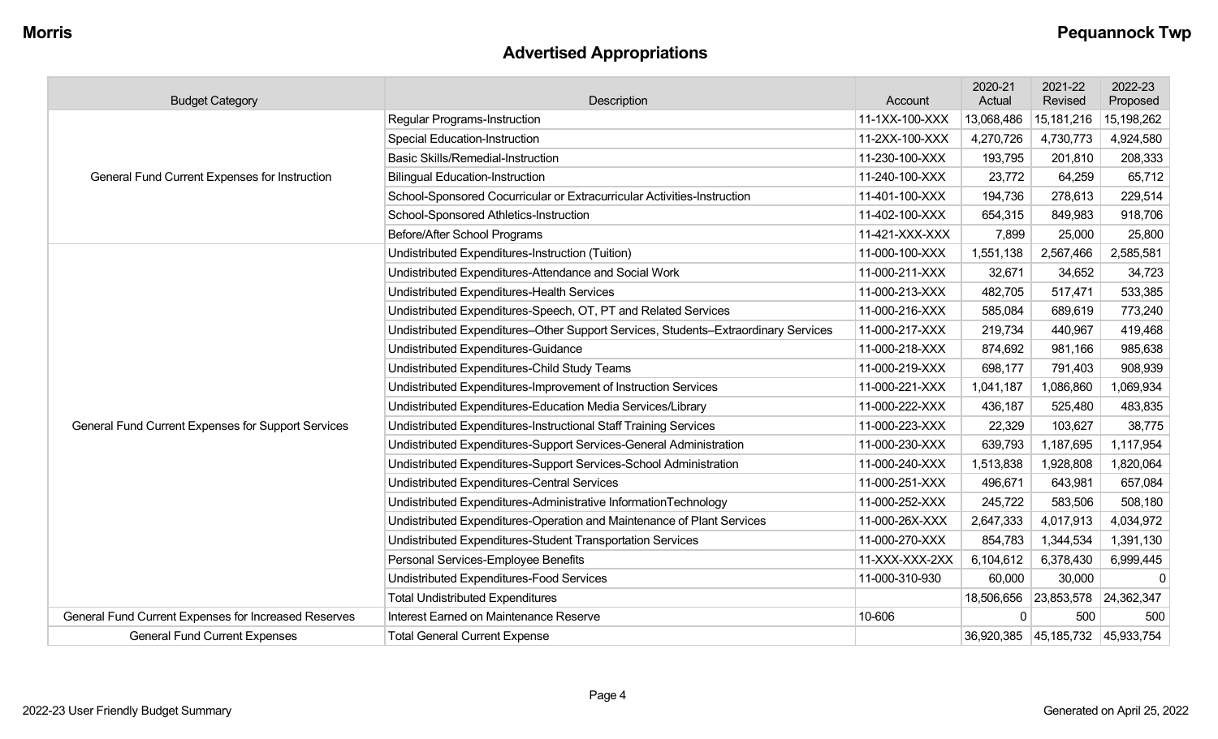# Advertised Appropriations

| Budget Category | Description | Account | 2020-21 Actual | 2021-22 Revised | 2022-23 Proposed |
|---|---|---|---|---|---|
| General Fund Current Expenses for Instruction | Regular Programs-Instruction | 11-1XX-100-XXX | 13,068,486 | 15,181,216 | 15,198,262 |
| | Special Education-Instruction | 11-2XX-100-XXX | 4,270,726 | 4,730,773 | 4,924,580 |
| | Basic Skills/Remedial-Instruction | 11-230-100-XXX | 193,795 | 201,810 | 208,333 |
| | Bilingual Education-Instruction | 11-240-100-XXX | 23,772 | 64,259 | 65,712 |
| | School-Sponsored Cocurricular or Extracurricular Activities-Instruction | 11-401-100-XXX | 194,736 | 278,613 | 229,514 |
| | School-Sponsored Athletics-Instruction | 11-402-100-XXX | 654,315 | 849,983 | 918,706 |
| | Before/After School Programs | 11-421-XXX-XXX | 7,899 | 25,000 | 25,800 |
| General Fund Current Expenses for Support Services | Undistributed Expenditures-Instruction (Tuition) | 11-000-100-XXX | 1,551,138 | 2,567,466 | 2,585,581 |
| | Undistributed Expenditures-Attendance and Social Work | 11-000-211-XXX | 32,671 | 34,652 | 34,723 |
| | Undistributed Expenditures-Health Services | 11-000-213-XXX | 482,705 | 517,471 | 533,385 |
| | Undistributed Expenditures-Speech, OT, PT and Related Services | 11-000-216-XXX | 585,084 | 689,619 | 773,240 |
| | Undistributed Expenditures–Other Support Services, Students–Extraordinary Services | 11-000-217-XXX | 219,734 | 440,967 | 419,468 |
| | Undistributed Expenditures-Guidance | 11-000-218-XXX | 874,692 | 981,166 | 985,638 |
| | Undistributed Expenditures-Child Study Teams | 11-000-219-XXX | 698,177 | 791,403 | 908,939 |
| | Undistributed Expenditures-Improvement of Instruction Services | 11-000-221-XXX | 1,041,187 | 1,086,860 | 1,069,934 |
| | Undistributed Expenditures-Education Media Services/Library | 11-000-222-XXX | 436,187 | 525,480 | 483,835 |
| | Undistributed Expenditures-Instructional Staff Training Services | 11-000-223-XXX | 22,329 | 103,627 | 38,775 |
| | Undistributed Expenditures-Support Services-General Administration | 11-000-230-XXX | 639,793 | 1,187,695 | 1,117,954 |
| | Undistributed Expenditures-Support Services-School Administration | 11-000-240-XXX | 1,513,838 | 1,928,808 | 1,820,064 |
| | Undistributed Expenditures-Central Services | 11-000-251-XXX | 496,671 | 643,981 | 657,084 |
| | Undistributed Expenditures-Administrative InformationTechnology | 11-000-252-XXX | 245,722 | 583,506 | 508,180 |
| | Undistributed Expenditures-Operation and Maintenance of Plant Services | 11-000-26X-XXX | 2,647,333 | 4,017,913 | 4,034,972 |
| | Undistributed Expenditures-Student Transportation Services | 11-000-270-XXX | 854,783 | 1,344,534 | 1,391,130 |
| | Personal Services-Employee Benefits | 11-XXX-XXX-2XX | 6,104,612 | 6,378,430 | 6,999,445 |
| | Undistributed Expenditures-Food Services | 11-000-310-930 | 60,000 | 30,000 | 0 |
| | Total Undistributed Expenditures | | 18,506,656 | 23,853,578 | 24,362,347 |
| General Fund Current Expenses for Increased Reserves | Interest Earned on Maintenance Reserve | 10-606 | 0 | 500 | 500 |
| General Fund Current Expenses | Total General Current Expense | | 36,920,385 | 45,185,732 | 45,933,754 |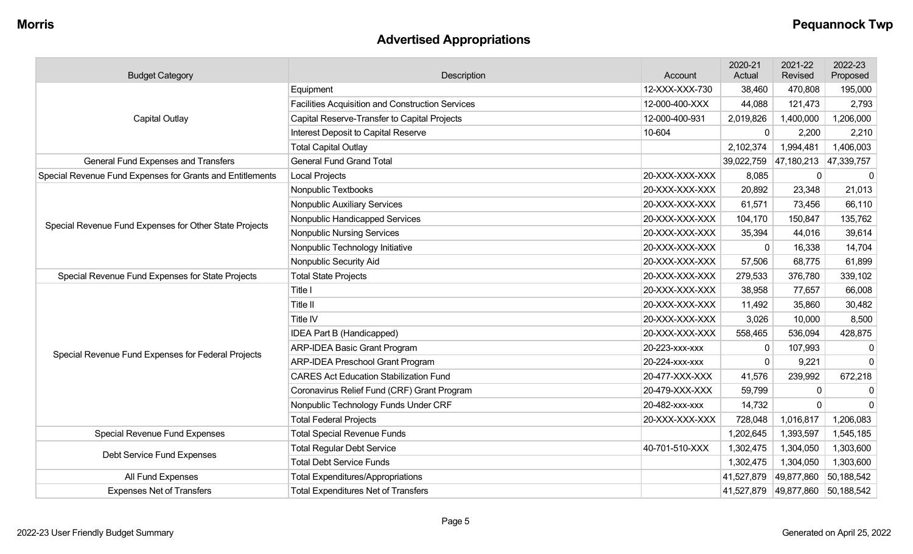# Advertised Appropriations

| Budget Category | Description | Account | 2020-21 Actual | 2021-22 Revised | 2022-23 Proposed |
|---|---|---|---|---|---|
| Capital Outlay | Equipment | 12-XXX-XXX-730 | 38,460 | 470,808 | 195,000 |
| | Facilities Acquisition and Construction Services | 12-000-400-XXX | 44,088 | 121,473 | 2,793 |
| | Capital Reserve-Transfer to Capital Projects | 12-000-400-931 | 2,019,826 | 1,400,000 | 1,206,000 |
| | Interest Deposit to Capital Reserve | 10-604 | 0 | 2,200 | 2,210 |
| | Total Capital Outlay | | 2,102,374 | 1,994,481 | 1,406,003 |
| General Fund Expenses and Transfers | General Fund Grand Total | | 39,022,759 | 47,180,213 | 47,339,757 |
| Special Revenue Fund Expenses for Grants and Entitlements | Local Projects | 20-XXX-XXX-XXX | 8,085 | 0 | 0 |
| Special Revenue Fund Expenses for Other State Projects | Nonpublic Textbooks | 20-XXX-XXX-XXX | 20,892 | 23,348 | 21,013 |
| | Nonpublic Auxiliary Services | 20-XXX-XXX-XXX | 61,571 | 73,456 | 66,110 |
| | Nonpublic Handicapped Services | 20-XXX-XXX-XXX | 104,170 | 150,847 | 135,762 |
| | Nonpublic Nursing Services | 20-XXX-XXX-XXX | 35,394 | 44,016 | 39,614 |
| | Nonpublic Technology Initiative | 20-XXX-XXX-XXX | 0 | 16,338 | 14,704 |
| | Nonpublic Security Aid | 20-XXX-XXX-XXX | 57,506 | 68,775 | 61,899 |
| Special Revenue Fund Expenses for State Projects | Total State Projects | 20-XXX-XXX-XXX | 279,533 | 376,780 | 339,102 |
| Special Revenue Fund Expenses for Federal Projects | Title I | 20-XXX-XXX-XXX | 38,958 | 77,657 | 66,008 |
| | Title II | 20-XXX-XXX-XXX | 11,492 | 35,860 | 30,482 |
| | Title IV | 20-XXX-XXX-XXX | 3,026 | 10,000 | 8,500 |
| | IDEA Part B (Handicapped) | 20-XXX-XXX-XXX | 558,465 | 536,094 | 428,875 |
| | ARP-IDEA Basic Grant Program | 20-223-xxx-xxx | 0 | 107,993 | 0 |
| | ARP-IDEA Preschool Grant Program | 20-224-xxx-xxx | 0 | 9,221 | 0 |
| | CARES Act Education Stabilization Fund | 20-477-XXX-XXX | 41,576 | 239,992 | 672,218 |
| | Coronavirus Relief Fund (CRF) Grant Program | 20-479-XXX-XXX | 59,799 | 0 | 0 |
| | Nonpublic Technology Funds Under CRF | 20-482-xxx-xxx | 14,732 | 0 | 0 |
| | Total Federal Projects | 20-XXX-XXX-XXX | 728,048 | 1,016,817 | 1,206,083 |
| Special Revenue Fund Expenses | Total Special Revenue Funds | | 1,202,645 | 1,393,597 | 1,545,185 |
| Debt Service Fund Expenses | Total Regular Debt Service | 40-701-510-XXX | 1,302,475 | 1,304,050 | 1,303,600 |
| | Total Debt Service Funds | | 1,302,475 | 1,304,050 | 1,303,600 |
| All Fund Expenses | Total Expenditures/Appropriations | | 41,527,879 | 49,877,860 | 50,188,542 |
| Expenses Net of Transfers | Total Expenditures Net of Transfers | | 41,527,879 | 49,877,860 | 50,188,542 |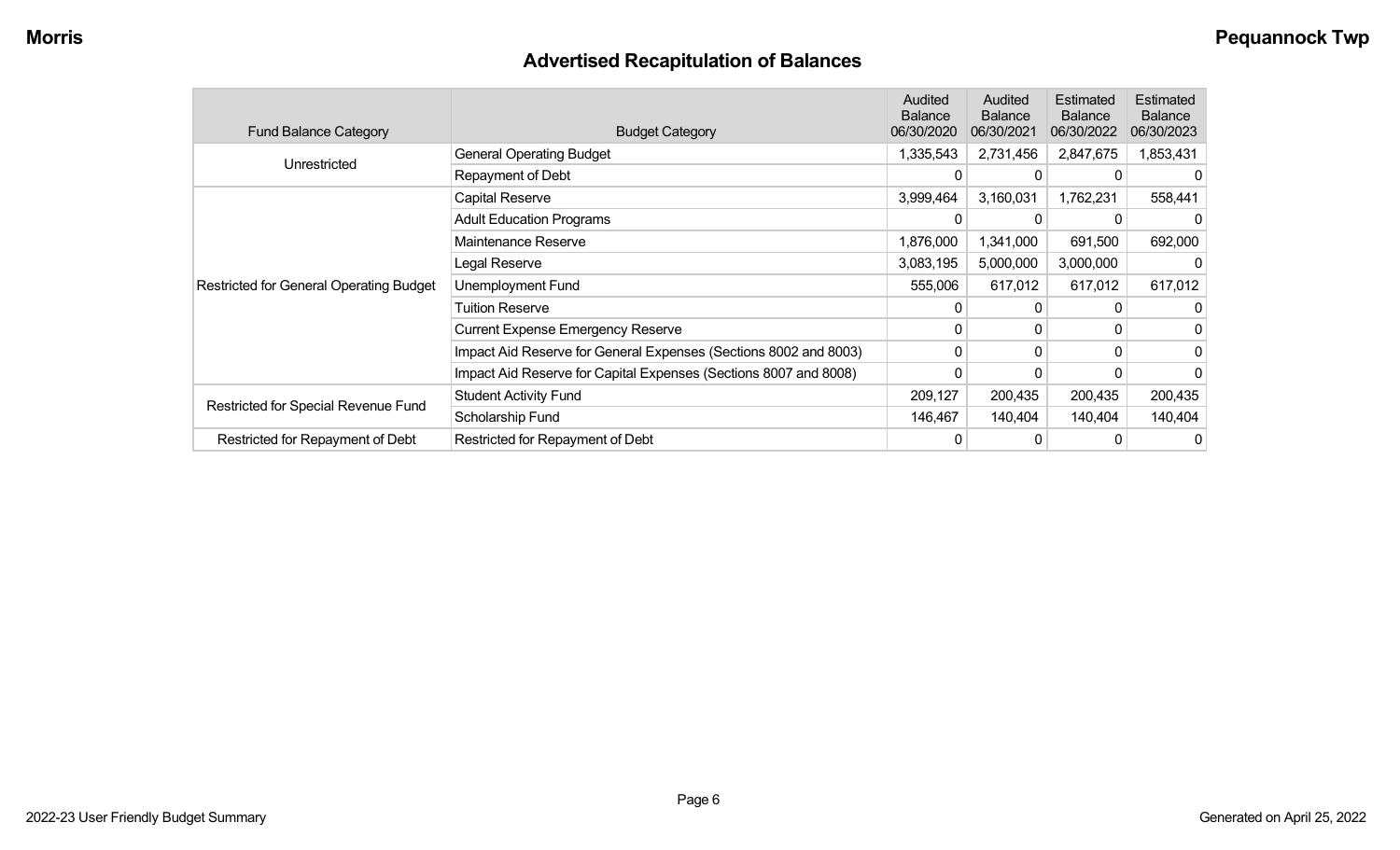Morris | Pequannock Twp

## Advertised Recapitulation of Balances

| Fund Balance Category | Budget Category | Audited Balance 06/30/2020 | Audited Balance 06/30/2021 | Estimated Balance 06/30/2022 | Estimated Balance 06/30/2023 |
|---|---|---|---|---|---|
| Unrestricted | General Operating Budget | 1,335,543 | 2,731,456 | 2,847,675 | 1,853,431 |
| | Repayment of Debt | 0 | 0 | 0 | 0 |
| Restricted for General Operating Budget | Capital Reserve | 3,999,464 | 3,160,031 | 1,762,231 | 558,441 |
| | Adult Education Programs | 0 | 0 | 0 | 0 |
| | Maintenance Reserve | 1,876,000 | 1,341,000 | 691,500 | 692,000 |
| | Legal Reserve | 3,083,195 | 5,000,000 | 3,000,000 | 0 |
| | Unemployment Fund | 555,006 | 617,012 | 617,012 | 617,012 |
| | Tuition Reserve | 0 | 0 | 0 | 0 |
| | Current Expense Emergency Reserve | 0 | 0 | 0 | 0 |
| | Impact Aid Reserve for General Expenses (Sections 8002 and 8003) | 0 | 0 | 0 | 0 |
| | Impact Aid Reserve for Capital Expenses (Sections 8007 and 8008) | 0 | 0 | 0 | 0 |
| Restricted for Special Revenue Fund | Student Activity Fund | 209,127 | 200,435 | 200,435 | 200,435 |
| | Scholarship Fund | 146,467 | 140,404 | 140,404 | 140,404 |
| Restricted for Repayment of Debt | Restricted for Repayment of Debt | 0 | 0 | 0 | 0 |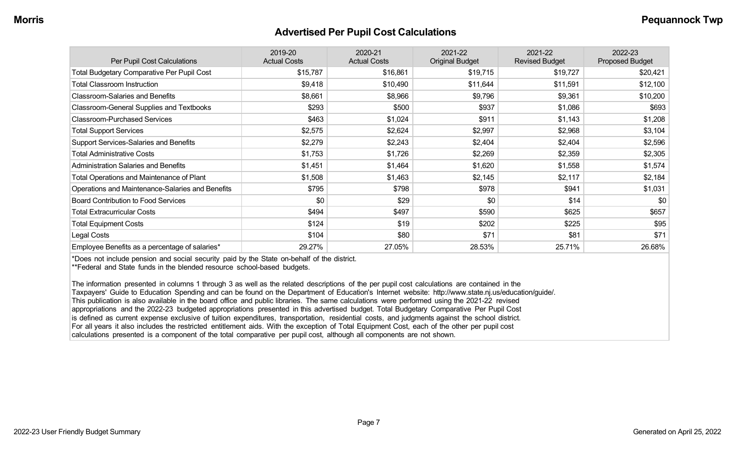## Advertised Per Pupil Cost Calculations

| Per Pupil Cost Calculations | 2019-20 Actual Costs | 2020-21 Actual Costs | 2021-22 Original Budget | 2021-22 Revised Budget | 2022-23 Proposed Budget |
|---|---|---|---|---|---|
| Total Budgetary Comparative Per Pupil Cost | $15,787 | $16,861 | $19,715 | $19,727 | $20,421 |
| Total Classroom Instruction | $9,418 | $10,490 | $11,644 | $11,591 | $12,100 |
| Classroom-Salaries and Benefits | $8,661 | $8,966 | $9,796 | $9,361 | $10,200 |
| Classroom-General Supplies and Textbooks | $293 | $500 | $937 | $1,086 | $693 |
| Classroom-Purchased Services | $463 | $1,024 | $911 | $1,143 | $1,208 |
| Total Support Services | $2,575 | $2,624 | $2,997 | $2,968 | $3,104 |
| Support Services-Salaries and Benefits | $2,279 | $2,243 | $2,404 | $2,404 | $2,596 |
| Total Administrative Costs | $1,753 | $1,726 | $2,269 | $2,359 | $2,305 |
| Administration Salaries and Benefits | $1,451 | $1,464 | $1,620 | $1,558 | $1,574 |
| Total Operations and Maintenance of Plant | $1,508 | $1,463 | $2,145 | $2,117 | $2,184 |
| Operations and Maintenance-Salaries and Benefits | $795 | $798 | $978 | $941 | $1,031 |
| Board Contribution to Food Services | $0 | $29 | $0 | $14 | $0 |
| Total Extracurricular Costs | $494 | $497 | $590 | $625 | $657 |
| Total Equipment Costs | $124 | $19 | $202 | $225 | $95 |
| Legal Costs | $104 | $80 | $71 | $81 | $71 |
| Employee Benefits as a percentage of salaries* | 29.27% | 27.05% | 28.53% | 25.71% | 26.68% |

*Does not include pension and social security paid by the State on-behalf of the district.
**Federal and State funds in the blended resource school-based budgets.

The information presented in columns 1 through 3 as well as the related descriptions of the per pupil cost calculations are contained in the Taxpayers' Guide to Education Spending and can be found on the Department of Education's Internet website: http://www.state.nj.us/education/guide/. This publication is also available in the board office and public libraries. The same calculations were performed using the 2021-22 revised appropriations and the 2022-23 budgeted appropriations presented in this advertised budget. Total Budgetary Comparative Per Pupil Cost is defined as current expense exclusive of tuition expenditures, transportation, residential costs, and judgments against the school district. For all years it also includes the restricted entitlement aids. With the exception of Total Equipment Cost, each of the other per pupil cost calculations presented is a component of the total comparative per pupil cost, although all components are not shown.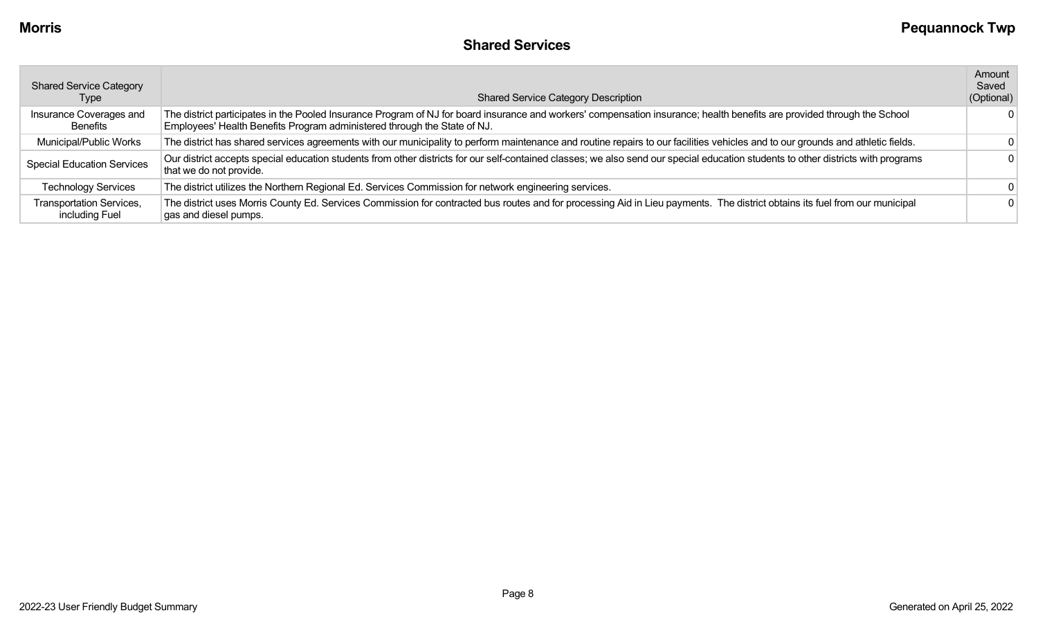## Shared Services

| Shared Service Category Type | Shared Service Category Description | Amount Saved (Optional) |
|---|---|---|
| Insurance Coverages and Benefits | The district participates in the Pooled Insurance Program of NJ for board insurance and workers' compensation insurance; health benefits are provided through the School Employees' Health Benefits Program administered through the State of NJ. | 0 |
| Municipal/Public Works | The district has shared services agreements with our municipality to perform maintenance and routine repairs to our facilities vehicles and to our grounds and athletic fields. | 0 |
| Special Education Services | Our district accepts special education students from other districts for our self-contained classes; we also send our special education students to other districts with programs that we do not provide. | 0 |
| Technology Services | The district utilizes the Northern Regional Ed. Services Commission for network engineering services. | 0 |
| Transportation Services, including Fuel | The district uses Morris County Ed. Services Commission for contracted bus routes and for processing Aid in Lieu payments. The district obtains its fuel from our municipal gas and diesel pumps. | 0 |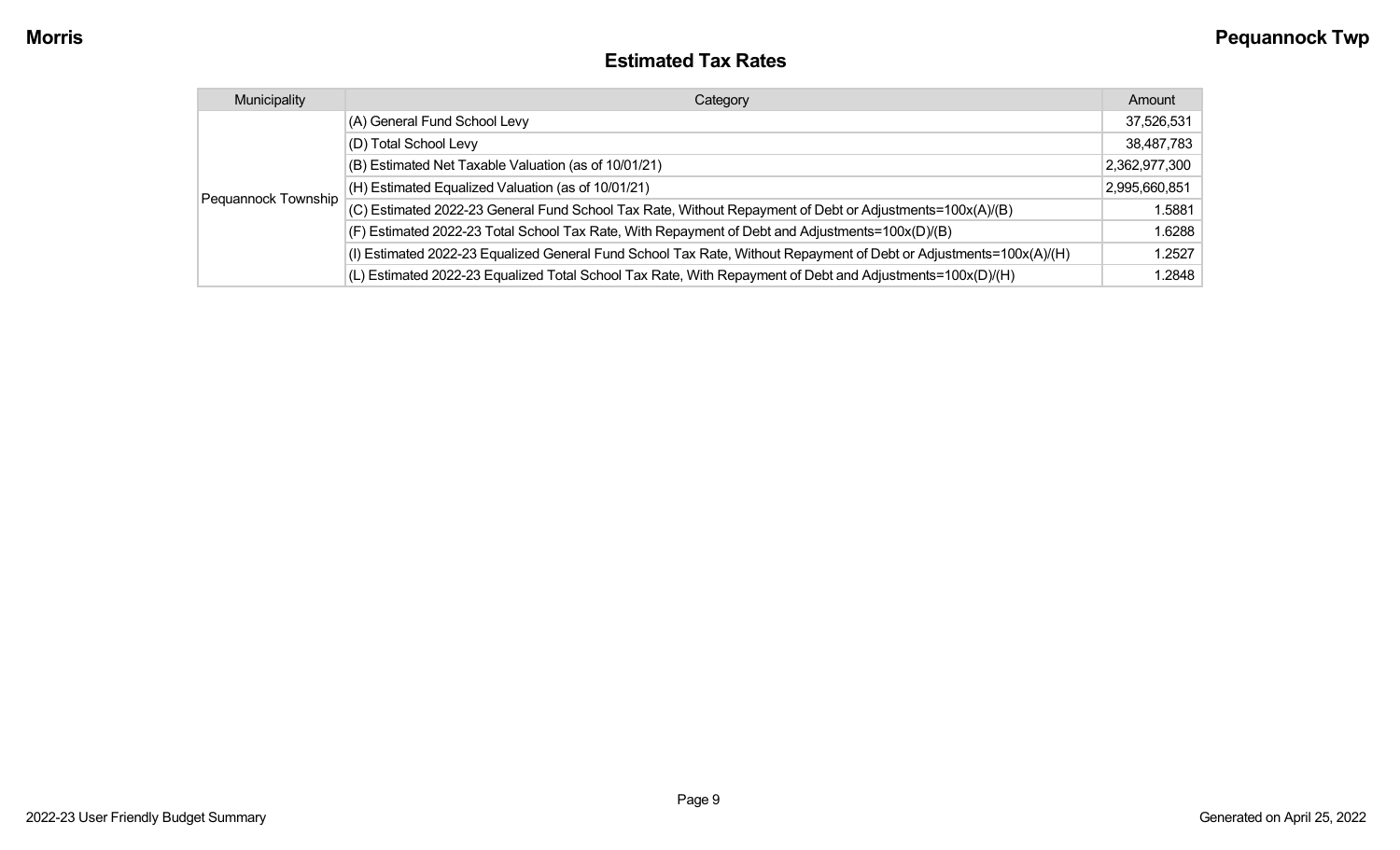# Estimated Tax Rates

| Municipality | Category | Amount |
|---|---|---|
| Pequannock Township | (A) General Fund School Levy | 37,526,531 |
| | (D) Total School Levy | 38,487,783 |
| | (B) Estimated Net Taxable Valuation (as of 10/01/21) | 2,362,977,300 |
| | (H) Estimated Equalized Valuation (as of 10/01/21) | 2,995,660,851 |
| | (C) Estimated 2022-23 General Fund School Tax Rate, Without Repayment of Debt or Adjustments=100x(A)/(B) | 1.5881 |
| | (F) Estimated 2022-23 Total School Tax Rate, With Repayment of Debt and Adjustments=100x(D)/(B) | 1.6288 |
| | (I) Estimated 2022-23 Equalized General Fund School Tax Rate, Without Repayment of Debt or Adjustments=100x(A)/(H) | 1.2527 |
| | (L) Estimated 2022-23 Equalized Total School Tax Rate, With Repayment of Debt and Adjustments=100x(D)/(H) | 1.2848 |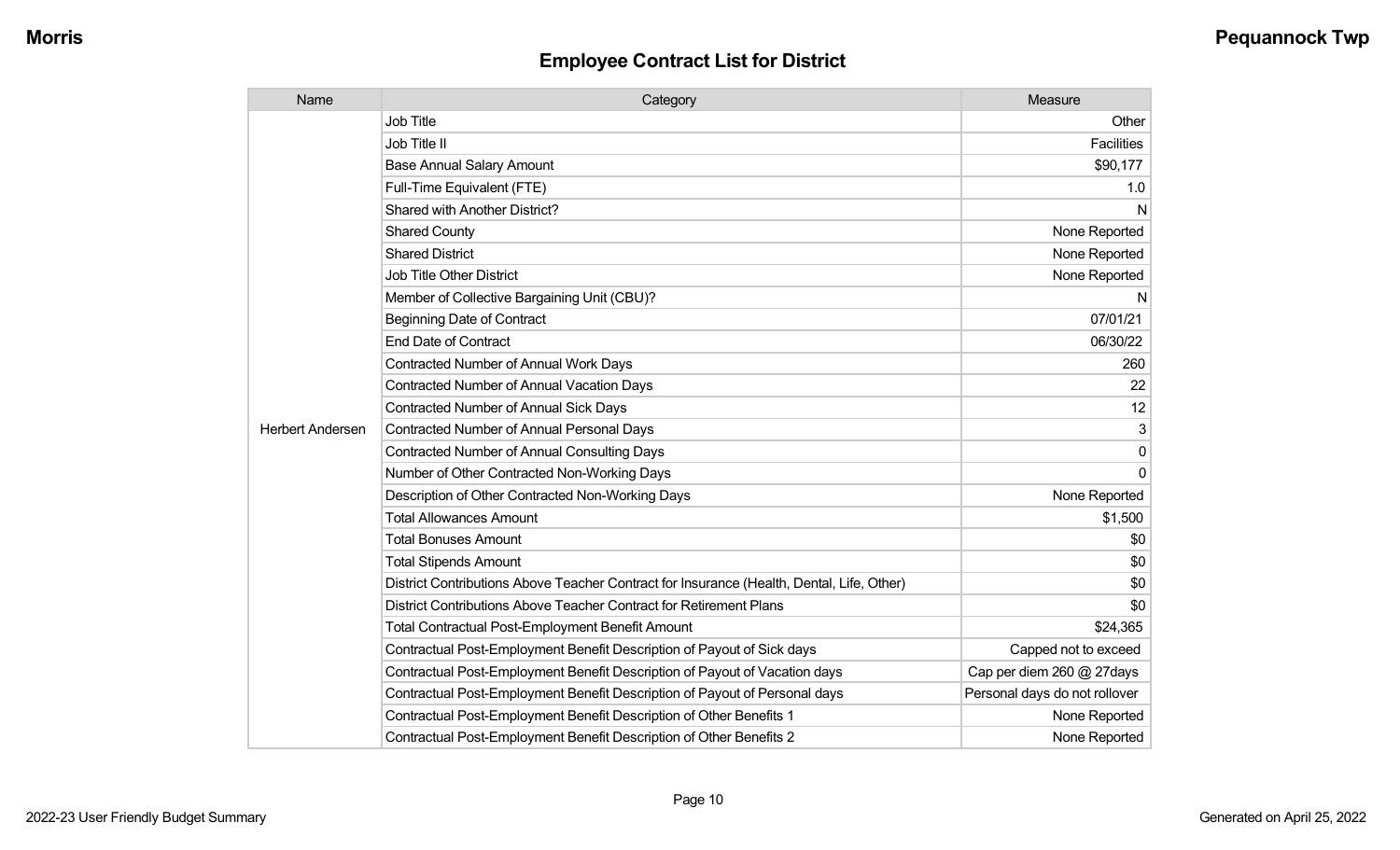## Employee Contract List for District

| Name | Category | Measure |
| --- | --- | --- |
| Herbert Andersen | Job Title | Other |
| | Job Title II | Facilities |
| | Base Annual Salary Amount | $90,177 |
| | Full-Time Equivalent (FTE) | 1.0 |
| | Shared with Another District? | N |
| | Shared County | None Reported |
| | Shared District | None Reported |
| | Job Title Other District | None Reported |
| | Member of Collective Bargaining Unit (CBU)? | N |
| | Beginning Date of Contract | 07/01/21 |
| | End Date of Contract | 06/30/22 |
| | Contracted Number of Annual Work Days | 260 |
| | Contracted Number of Annual Vacation Days | 22 |
| | Contracted Number of Annual Sick Days | 12 |
| | Contracted Number of Annual Personal Days | 3 |
| | Contracted Number of Annual Consulting Days | 0 |
| | Number of Other Contracted Non-Working Days | 0 |
| | Description of Other Contracted Non-Working Days | None Reported |
| | Total Allowances Amount | $1,500 |
| | Total Bonuses Amount | $0 |
| | Total Stipends Amount | $0 |
| | District Contributions Above Teacher Contract for Insurance (Health, Dental, Life, Other) | $0 |
| | District Contributions Above Teacher Contract for Retirement Plans | $0 |
| | Total Contractual Post-Employment Benefit Amount | $24,365 |
| | Contractual Post-Employment Benefit Description of Payout of Sick days | Capped not to exceed |
| | Contractual Post-Employment Benefit Description of Payout of Vacation days | Cap per diem 260 @ 27days |
| | Contractual Post-Employment Benefit Description of Payout of Personal days | Personal days do not rollover |
| | Contractual Post-Employment Benefit Description of Other Benefits 1 | None Reported |
| | Contractual Post-Employment Benefit Description of Other Benefits 2 | None Reported |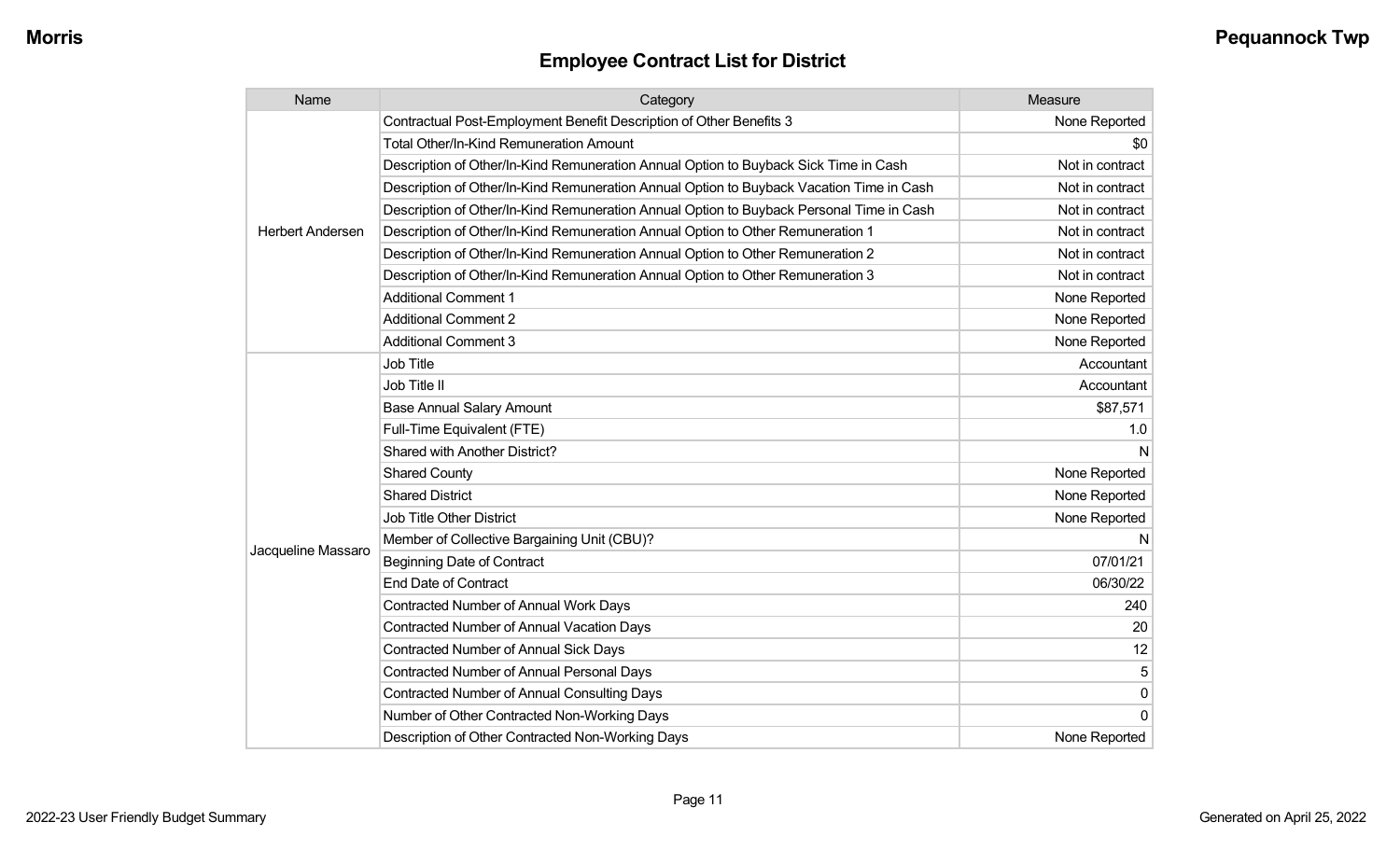## Employee Contract List for District

| Name | Category | Measure |
|---|---|---|
| Herbert Andersen | Contractual Post-Employment Benefit Description of Other Benefits 3 | None Reported |
| | Total Other/In-Kind Remuneration Amount | $0 |
| | Description of Other/In-Kind Remuneration Annual Option to Buyback Sick Time in Cash | Not in contract |
| | Description of Other/In-Kind Remuneration Annual Option to Buyback Vacation Time in Cash | Not in contract |
| | Description of Other/In-Kind Remuneration Annual Option to Buyback Personal Time in Cash | Not in contract |
| | Description of Other/In-Kind Remuneration Annual Option to Other Remuneration 1 | Not in contract |
| | Description of Other/In-Kind Remuneration Annual Option to Other Remuneration 2 | Not in contract |
| | Description of Other/In-Kind Remuneration Annual Option to Other Remuneration 3 | Not in contract |
| | Additional Comment 1 | None Reported |
| | Additional Comment 2 | None Reported |
| | Additional Comment 3 | None Reported |
| Jacqueline Massaro | Job Title | Accountant |
| | Job Title II | Accountant |
| | Base Annual Salary Amount | $87,571 |
| | Full-Time Equivalent (FTE) | 1.0 |
| | Shared with Another District? | N |
| | Shared County | None Reported |
| | Shared District | None Reported |
| | Job Title Other District | None Reported |
| | Member of Collective Bargaining Unit (CBU)? | N |
| | Beginning Date of Contract | 07/01/21 |
| | End Date of Contract | 06/30/22 |
| | Contracted Number of Annual Work Days | 240 |
| | Contracted Number of Annual Vacation Days | 20 |
| | Contracted Number of Annual Sick Days | 12 |
| | Contracted Number of Annual Personal Days | 5 |
| | Contracted Number of Annual Consulting Days | 0 |
| | Number of Other Contracted Non-Working Days | 0 |
| | Description of Other Contracted Non-Working Days | None Reported |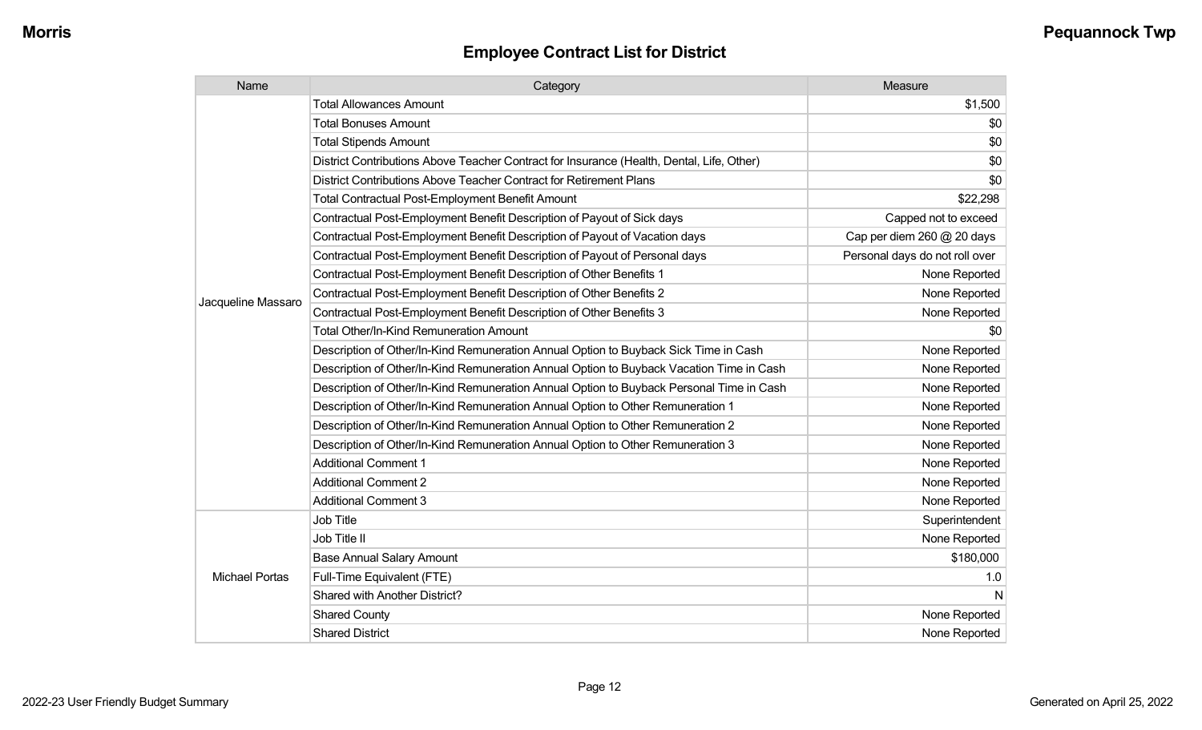## Employee Contract List for District

| Name | Category | Measure |
| --- | --- | --- |
| Jacqueline Massaro | Total Allowances Amount | $1,500 |
| | Total Bonuses Amount | $0 |
| | Total Stipends Amount | $0 |
| | District Contributions Above Teacher Contract for Insurance (Health, Dental, Life, Other) | $0 |
| | District Contributions Above Teacher Contract for Retirement Plans | $0 |
| | Total Contractual Post-Employment Benefit Amount | $22,298 |
| | Contractual Post-Employment Benefit Description of Payout of Sick days | Capped not to exceed |
| | Contractual Post-Employment Benefit Description of Payout of Vacation days | Cap per diem 260 @ 20 days |
| | Contractual Post-Employment Benefit Description of Payout of Personal days | Personal days do not roll over |
| | Contractual Post-Employment Benefit Description of Other Benefits 1 | None Reported |
| | Contractual Post-Employment Benefit Description of Other Benefits 2 | None Reported |
| | Contractual Post-Employment Benefit Description of Other Benefits 3 | None Reported |
| | Total Other/In-Kind Remuneration Amount | $0 |
| | Description of Other/In-Kind Remuneration Annual Option to Buyback Sick Time in Cash | None Reported |
| | Description of Other/In-Kind Remuneration Annual Option to Buyback Vacation Time in Cash | None Reported |
| | Description of Other/In-Kind Remuneration Annual Option to Buyback Personal Time in Cash | None Reported |
| | Description of Other/In-Kind Remuneration Annual Option to Other Remuneration 1 | None Reported |
| | Description of Other/In-Kind Remuneration Annual Option to Other Remuneration 2 | None Reported |
| | Description of Other/In-Kind Remuneration Annual Option to Other Remuneration 3 | None Reported |
| | Additional Comment 1 | None Reported |
| | Additional Comment 2 | None Reported |
| | Additional Comment 3 | None Reported |
| Michael Portas | Job Title | Superintendent |
| | Job Title II | None Reported |
| | Base Annual Salary Amount | $180,000 |
| | Full-Time Equivalent (FTE) | 1.0 |
| | Shared with Another District? | N |
| | Shared County | None Reported |
| | Shared District | None Reported |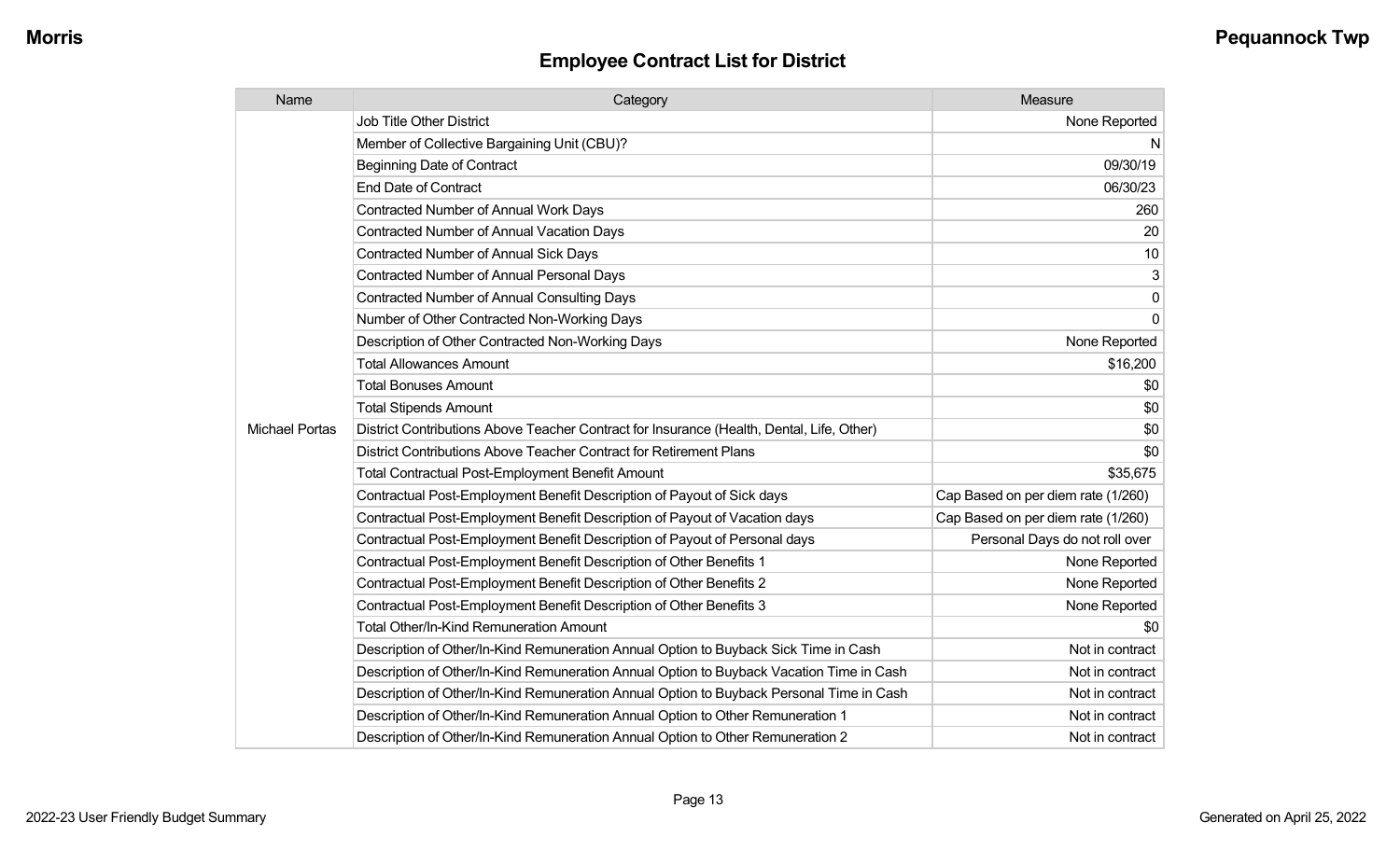## Employee Contract List for District

| Name | Category | Measure |
|---|---|---|
| Michael Portas | Job Title Other District | None Reported |
| | Member of Collective Bargaining Unit (CBU)? | N |
| | Beginning Date of Contract | 09/30/19 |
| | End Date of Contract | 06/30/23 |
| | Contracted Number of Annual Work Days | 260 |
| | Contracted Number of Annual Vacation Days | 20 |
| | Contracted Number of Annual Sick Days | 10 |
| | Contracted Number of Annual Personal Days | 3 |
| | Contracted Number of Annual Consulting Days | 0 |
| | Number of Other Contracted Non-Working Days | 0 |
| | Description of Other Contracted Non-Working Days | None Reported |
| | Total Allowances Amount | $16,200 |
| | Total Bonuses Amount | $0 |
| | Total Stipends Amount | $0 |
| | District Contributions Above Teacher Contract for Insurance (Health, Dental, Life, Other) | $0 |
| | District Contributions Above Teacher Contract for Retirement Plans | $0 |
| | Total Contractual Post-Employment Benefit Amount | $35,675 |
| | Contractual Post-Employment Benefit Description of Payout of Sick days | Cap Based on per diem rate (1/260) |
| | Contractual Post-Employment Benefit Description of Payout of Vacation days | Cap Based on per diem rate (1/260) |
| | Contractual Post-Employment Benefit Description of Payout of Personal days | Personal Days do not roll over |
| | Contractual Post-Employment Benefit Description of Other Benefits 1 | None Reported |
| | Contractual Post-Employment Benefit Description of Other Benefits 2 | None Reported |
| | Contractual Post-Employment Benefit Description of Other Benefits 3 | None Reported |
| | Total Other/In-Kind Remuneration Amount | $0 |
| | Description of Other/In-Kind Remuneration Annual Option to Buyback Sick Time in Cash | Not in contract |
| | Description of Other/In-Kind Remuneration Annual Option to Buyback Vacation Time in Cash | Not in contract |
| | Description of Other/In-Kind Remuneration Annual Option to Buyback Personal Time in Cash | Not in contract |
| | Description of Other/In-Kind Remuneration Annual Option to Other Remuneration 1 | Not in contract |
| | Description of Other/In-Kind Remuneration Annual Option to Other Remuneration 2 | Not in contract |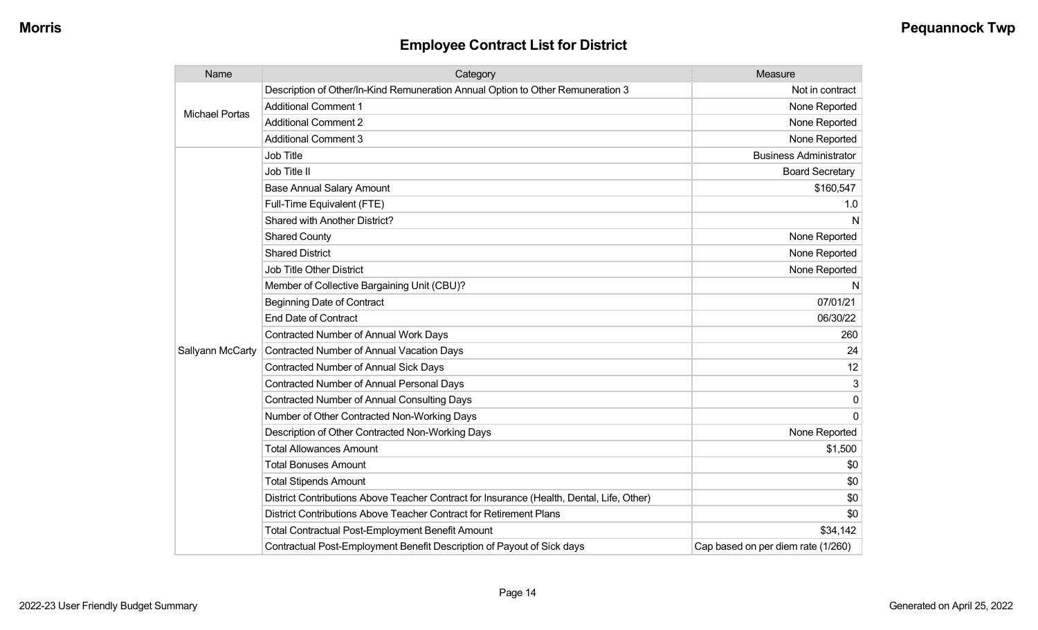## Employee Contract List for District

| Name | Category | Measure |
|---|---|---|
| Michael Portas | Description of Other/In-Kind Remuneration Annual Option to Other Remuneration 3 | Not in contract |
| | Additional Comment 1 | None Reported |
| | Additional Comment 2 | None Reported |
| | Additional Comment 3 | None Reported |
| Sallyann McCarty | Job Title | Business Administrator |
| | Job Title II | Board Secretary |
| | Base Annual Salary Amount | $160,547 |
| | Full-Time Equivalent (FTE) | 1.0 |
| | Shared with Another District? | N |
| | Shared County | None Reported |
| | Shared District | None Reported |
| | Job Title Other District | None Reported |
| | Member of Collective Bargaining Unit (CBU)? | N |
| | Beginning Date of Contract | 07/01/21 |
| | End Date of Contract | 06/30/22 |
| | Contracted Number of Annual Work Days | 260 |
| | Contracted Number of Annual Vacation Days | 24 |
| | Contracted Number of Annual Sick Days | 12 |
| | Contracted Number of Annual Personal Days | 3 |
| | Contracted Number of Annual Consulting Days | 0 |
| | Number of Other Contracted Non-Working Days | 0 |
| | Description of Other Contracted Non-Working Days | None Reported |
| | Total Allowances Amount | $1,500 |
| | Total Bonuses Amount | $0 |
| | Total Stipends Amount | $0 |
| | District Contributions Above Teacher Contract for Insurance (Health, Dental, Life, Other) | $0 |
| | District Contributions Above Teacher Contract for Retirement Plans | $0 |
| | Total Contractual Post-Employment Benefit Amount | $34,142 |
| | Contractual Post-Employment Benefit Description of Payout of Sick days | Cap based on per diem rate (1/260) |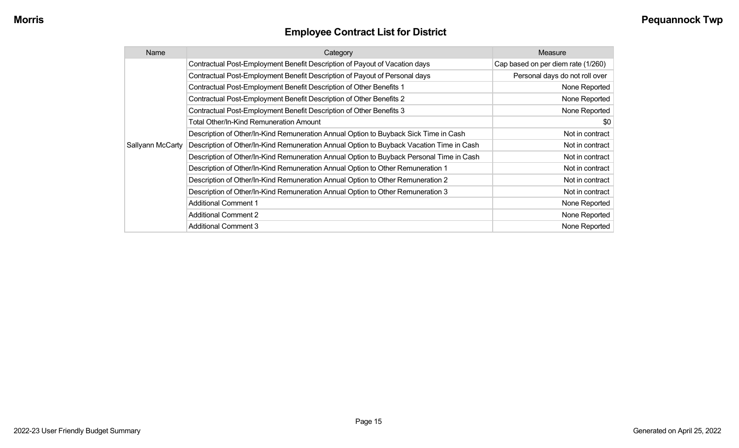## Employee Contract List for District

| Name | Category | Measure |
|---|---|---|
| Sallyann McCarty | Contractual Post-Employment Benefit Description of Payout of Vacation days | Cap based on per diem rate (1/260) |
| | Contractual Post-Employment Benefit Description of Payout of Personal days | Personal days do not roll over |
| | Contractual Post-Employment Benefit Description of Other Benefits 1 | None Reported |
| | Contractual Post-Employment Benefit Description of Other Benefits 2 | None Reported |
| | Contractual Post-Employment Benefit Description of Other Benefits 3 | None Reported |
| | Total Other/In-Kind Remuneration Amount | $0 |
| | Description of Other/In-Kind Remuneration Annual Option to Buyback Sick Time in Cash | Not in contract |
| | Description of Other/In-Kind Remuneration Annual Option to Buyback Vacation Time in Cash | Not in contract |
| | Description of Other/In-Kind Remuneration Annual Option to Buyback Personal Time in Cash | Not in contract |
| | Description of Other/In-Kind Remuneration Annual Option to Other Remuneration 1 | Not in contract |
| | Description of Other/In-Kind Remuneration Annual Option to Other Remuneration 2 | Not in contract |
| | Description of Other/In-Kind Remuneration Annual Option to Other Remuneration 3 | Not in contract |
| | Additional Comment 1 | None Reported |
| | Additional Comment 2 | None Reported |
| | Additional Comment 3 | None Reported |